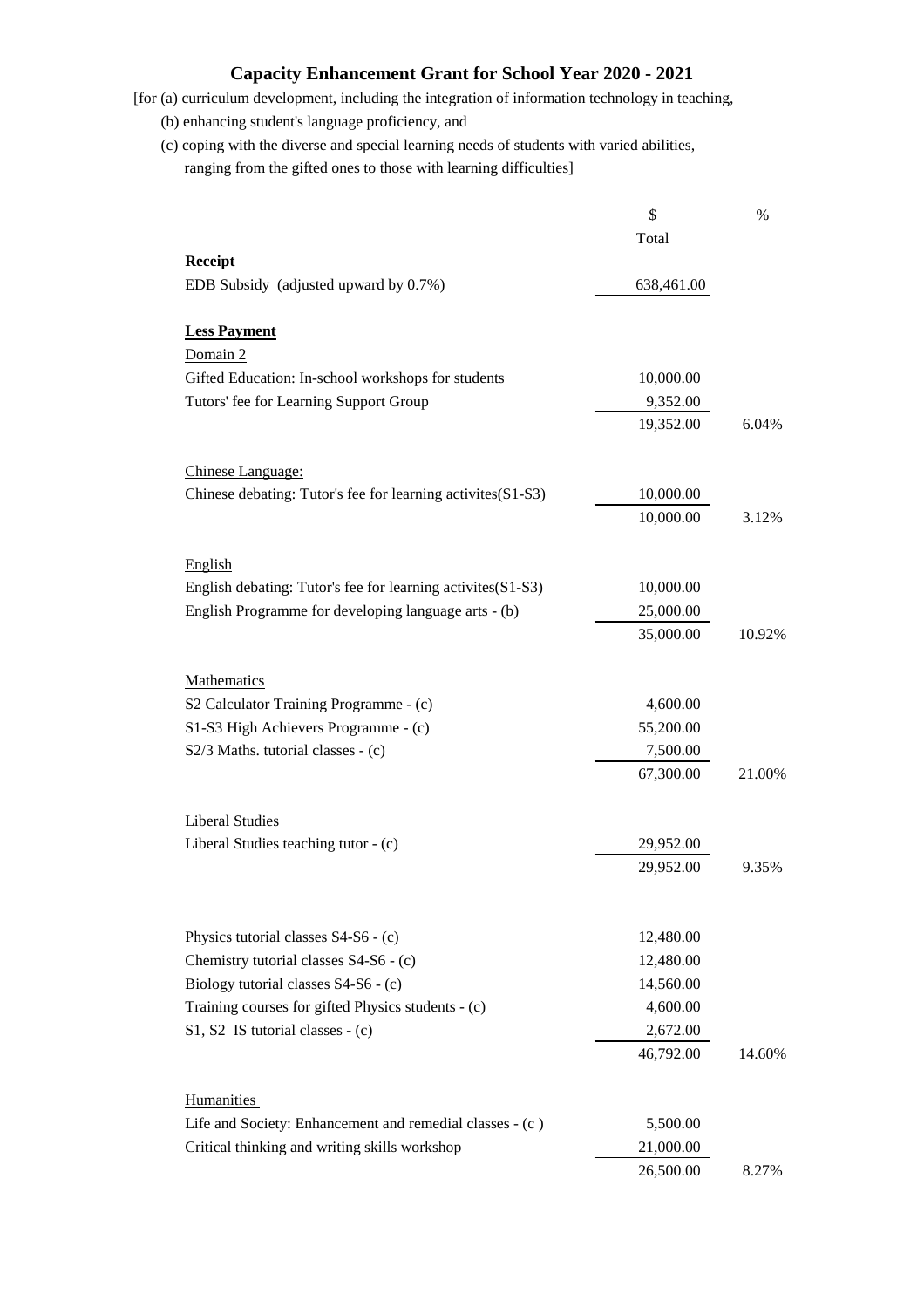# Capacity Enhancement Grant for School Year 2020 - 2021

[for (a) curriculum development, including the integration of information technology in teaching,
(b) enhancing student's language proficiency, and
(c) coping with the diverse and special learning needs of students with varied abilities, ranging from the gifted ones to those with learning difficulties]

| | $ Total | % |
|---|---|---|
| **Receipt** | | |
| EDB Subsidy (adjusted upward by 0.7%) | 638,461.00 | |
| | | |
| **Less Payment** | | |
| Domain 2 | | |
| Gifted Education: In-school workshops for students | 10,000.00 | |
| Tutors' fee for Learning Support Group | 9,352.00 | |
| | 19,352.00 | 6.04% |
| | | |
| Chinese Language: | | |
| Chinese debating: Tutor's fee for learning activites(S1-S3) | 10,000.00 | |
| | 10,000.00 | 3.12% |
| | | |
| English | | |
| English debating: Tutor's fee for learning activites(S1-S3) | 10,000.00 | |
| English Programme for developing language arts - (b) | 25,000.00 | |
| | 35,000.00 | 10.92% |
| | | |
| Mathematics | | |
| S2 Calculator Training Programme - (c) | 4,600.00 | |
| S1-S3 High Achievers Programme - (c) | 55,200.00 | |
| S2/3 Maths. tutorial classes - (c) | 7,500.00 | |
| | 67,300.00 | 21.00% |
| | | |
| Liberal Studies | | |
| Liberal Studies teaching tutor - (c) | 29,952.00 | |
| | 29,952.00 | 9.35% |
| | | |
| Physics tutorial classes S4-S6 - (c) | 12,480.00 | |
| Chemistry tutorial classes S4-S6 - (c) | 12,480.00 | |
| Biology tutorial classes S4-S6 - (c) | 14,560.00 | |
| Training courses for gifted Physics students - (c) | 4,600.00 | |
| S1, S2 IS tutorial classes - (c) | 2,672.00 | |
| | 46,792.00 | 14.60% |
| | | |
| Humanities | | |
| Life and Society: Enhancement and remedial classes - (c ) | 5,500.00 | |
| Critical thinking and writing skills workshop | 21,000.00 | |
| | 26,500.00 | 8.27% |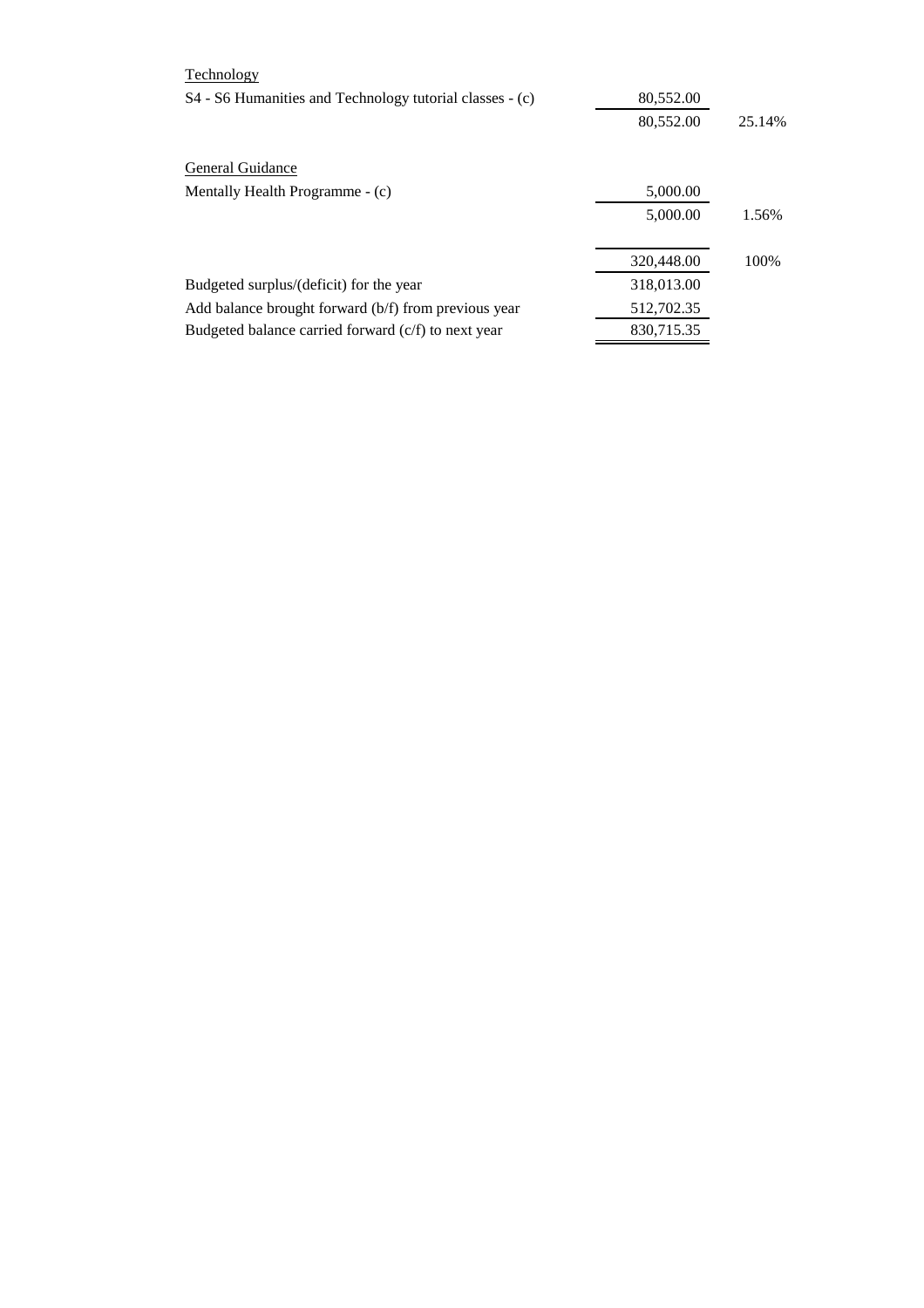| | | |
|---|---|---|
| Technology | | |
| S4 - S6 Humanities and Technology tutorial classes - (c) | 80,552.00 | |
| | 80,552.00 | 25.14% |
| | | |
| General Guidance | | |
| Mentally Health Programme - (c) | 5,000.00 | |
| | 5,000.00 | 1.56% |
| | | |
| | 320,448.00 | 100% |
| Budgeted surplus/(deficit) for the year | 318,013.00 | |
| Add balance brought forward (b/f) from previous year | 512,702.35 | |
| Budgeted balance carried forward (c/f) to next year | 830,715.35 | |